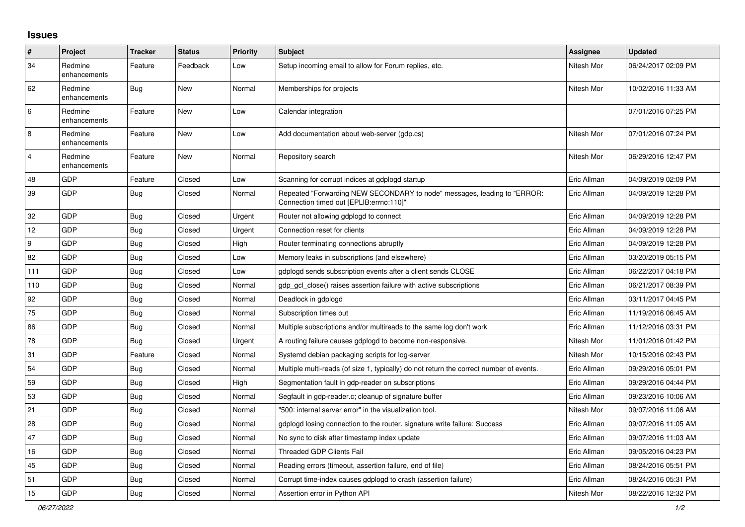## Issues

| # | Project | Tracker | Status | Priority | Subject | Assignee | Updated |
|---|---|---|---|---|---|---|---|
| 34 | Redmine enhancements | Feature | Feedback | Low | Setup incoming email to allow for Forum replies, etc. | Nitesh Mor | 06/24/2017 02:09 PM |
| 62 | Redmine enhancements | Bug | New | Normal | Memberships for projects | Nitesh Mor | 10/02/2016 11:33 AM |
| 6 | Redmine enhancements | Feature | New | Low | Calendar integration | | 07/01/2016 07:25 PM |
| 8 | Redmine enhancements | Feature | New | Low | Add documentation about web-server (gdp.cs) | Nitesh Mor | 07/01/2016 07:24 PM |
| 4 | Redmine enhancements | Feature | New | Normal | Repository search | Nitesh Mor | 06/29/2016 12:47 PM |
| 48 | GDP | Feature | Closed | Low | Scanning for corrupt indices at gdplogd startup | Eric Allman | 04/09/2019 02:09 PM |
| 39 | GDP | Bug | Closed | Normal | Repeated "Forwarding NEW SECONDARY to node" messages, leading to "ERROR: Connection timed out [EPLIB:errno:110]" | Eric Allman | 04/09/2019 12:28 PM |
| 32 | GDP | Bug | Closed | Urgent | Router not allowing gdplogd to connect | Eric Allman | 04/09/2019 12:28 PM |
| 12 | GDP | Bug | Closed | Urgent | Connection reset for clients | Eric Allman | 04/09/2019 12:28 PM |
| 9 | GDP | Bug | Closed | High | Router terminating connections abruptly | Eric Allman | 04/09/2019 12:28 PM |
| 82 | GDP | Bug | Closed | Low | Memory leaks in subscriptions (and elsewhere) | Eric Allman | 03/20/2019 05:15 PM |
| 111 | GDP | Bug | Closed | Low | gdplogd sends subscription events after a client sends CLOSE | Eric Allman | 06/22/2017 04:18 PM |
| 110 | GDP | Bug | Closed | Normal | gdp_gcl_close() raises assertion failure with active subscriptions | Eric Allman | 06/21/2017 08:39 PM |
| 92 | GDP | Bug | Closed | Normal | Deadlock in gdplogd | Eric Allman | 03/11/2017 04:45 PM |
| 75 | GDP | Bug | Closed | Normal | Subscription times out | Eric Allman | 11/19/2016 06:45 AM |
| 86 | GDP | Bug | Closed | Normal | Multiple subscriptions and/or multireads to the same log don't work | Eric Allman | 11/12/2016 03:31 PM |
| 78 | GDP | Bug | Closed | Urgent | A routing failure causes gdplogd to become non-responsive. | Nitesh Mor | 11/01/2016 01:42 PM |
| 31 | GDP | Feature | Closed | Normal | Systemd debian packaging scripts for log-server | Nitesh Mor | 10/15/2016 02:43 PM |
| 54 | GDP | Bug | Closed | Normal | Multiple multi-reads (of size 1, typically) do not return the correct number of events. | Eric Allman | 09/29/2016 05:01 PM |
| 59 | GDP | Bug | Closed | High | Segmentation fault in gdp-reader on subscriptions | Eric Allman | 09/29/2016 04:44 PM |
| 53 | GDP | Bug | Closed | Normal | Segfault in gdp-reader.c; cleanup of signature buffer | Eric Allman | 09/23/2016 10:06 AM |
| 21 | GDP | Bug | Closed | Normal | "500: internal server error" in the visualization tool. | Nitesh Mor | 09/07/2016 11:06 AM |
| 28 | GDP | Bug | Closed | Normal | gdplogd losing connection to the router. signature write failure: Success | Eric Allman | 09/07/2016 11:05 AM |
| 47 | GDP | Bug | Closed | Normal | No sync to disk after timestamp index update | Eric Allman | 09/07/2016 11:03 AM |
| 16 | GDP | Bug | Closed | Normal | Threaded GDP Clients Fail | Eric Allman | 09/05/2016 04:23 PM |
| 45 | GDP | Bug | Closed | Normal | Reading errors (timeout, assertion failure, end of file) | Eric Allman | 08/24/2016 05:51 PM |
| 51 | GDP | Bug | Closed | Normal | Corrupt time-index causes gdplogd to crash (assertion failure) | Eric Allman | 08/24/2016 05:31 PM |
| 15 | GDP | Bug | Closed | Normal | Assertion error in Python API | Nitesh Mor | 08/22/2016 12:32 PM |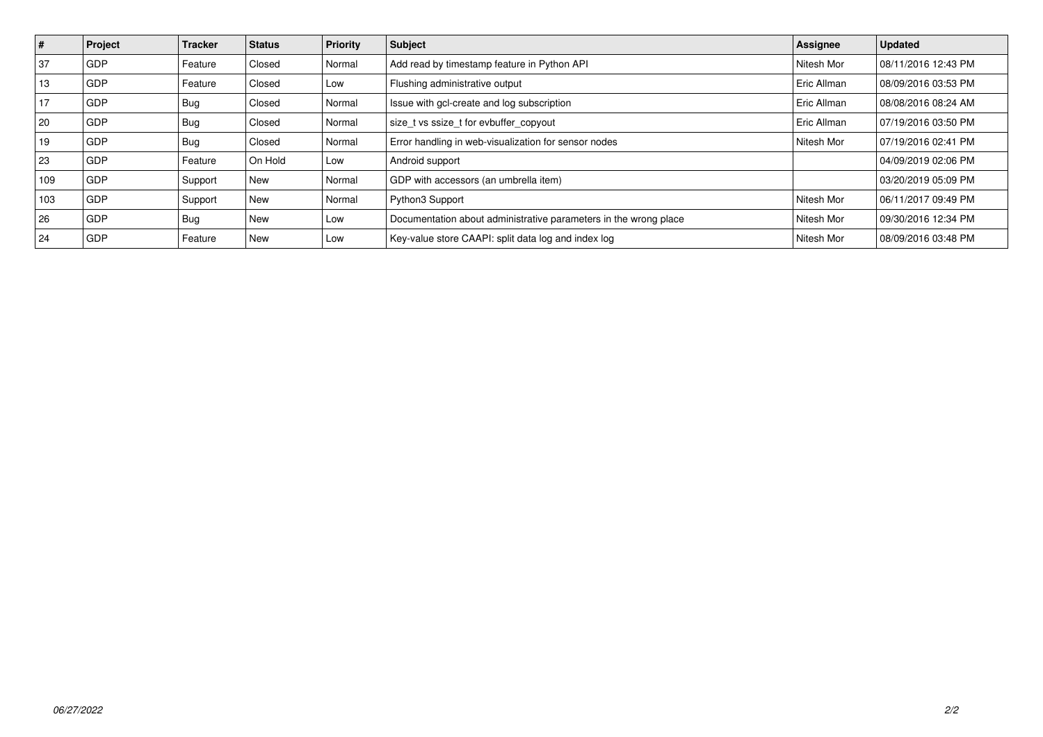| # | Project | Tracker | Status | Priority | Subject | Assignee | Updated |
|---|---|---|---|---|---|---|---|
| 37 | GDP | Feature | Closed | Normal | Add read by timestamp feature in Python API | Nitesh Mor | 08/11/2016 12:43 PM |
| 13 | GDP | Feature | Closed | Low | Flushing administrative output | Eric Allman | 08/09/2016 03:53 PM |
| 17 | GDP | Bug | Closed | Normal | Issue with gcl-create and log subscription | Eric Allman | 08/08/2016 08:24 AM |
| 20 | GDP | Bug | Closed | Normal | size_t vs ssize_t for evbuffer_copyout | Eric Allman | 07/19/2016 03:50 PM |
| 19 | GDP | Bug | Closed | Normal | Error handling in web-visualization for sensor nodes | Nitesh Mor | 07/19/2016 02:41 PM |
| 23 | GDP | Feature | On Hold | Low | Android support | | 04/09/2019 02:06 PM |
| 109 | GDP | Support | New | Normal | GDP with accessors (an umbrella item) | | 03/20/2019 05:09 PM |
| 103 | GDP | Support | New | Normal | Python3 Support | Nitesh Mor | 06/11/2017 09:49 PM |
| 26 | GDP | Bug | New | Low | Documentation about administrative parameters in the wrong place | Nitesh Mor | 09/30/2016 12:34 PM |
| 24 | GDP | Feature | New | Low | Key-value store CAAPI: split data log and index log | Nitesh Mor | 08/09/2016 03:48 PM |

*06/27/2022*